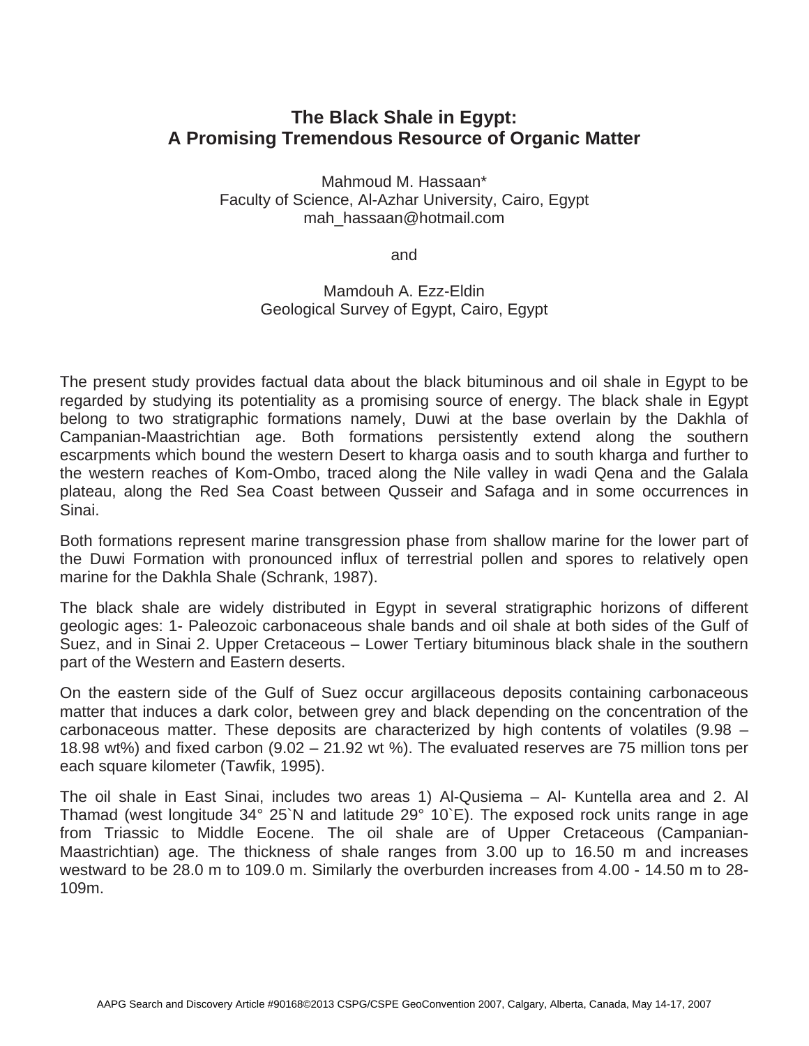# The Black Shale in Egypt:
# A Promising Tremendous Resource of Organic Matter

Mahmoud M. Hassaan*
Faculty of Science, Al-Azhar University, Cairo, Egypt
mah_hassaan@hotmail.com

and

Mamdouh A. Ezz-Eldin
Geological Survey of Egypt, Cairo, Egypt

The present study provides factual data about the black bituminous and oil shale in Egypt to be regarded by studying its potentiality as a promising source of energy. The black shale in Egypt belong to two stratigraphic formations namely, Duwi at the base overlain by the Dakhla of Campanian-Maastrichtian age. Both formations persistently extend along the southern escarpments which bound the western Desert to kharga oasis and to south kharga and further to the western reaches of Kom-Ombo, traced along the Nile valley in wadi Qena and the Galala plateau, along the Red Sea Coast between Qusseir and Safaga and in some occurrences in Sinai.

Both formations represent marine transgression phase from shallow marine for the lower part of the Duwi Formation with pronounced influx of terrestrial pollen and spores to relatively open marine for the Dakhla Shale (Schrank, 1987).

The black shale are widely distributed in Egypt in several stratigraphic horizons of different geologic ages: 1- Paleozoic carbonaceous shale bands and oil shale at both sides of the Gulf of Suez, and in Sinai 2. Upper Cretaceous – Lower Tertiary bituminous black shale in the southern part of the Western and Eastern deserts.

On the eastern side of the Gulf of Suez occur argillaceous deposits containing carbonaceous matter that induces a dark color, between grey and black depending on the concentration of the carbonaceous matter. These deposits are characterized by high contents of volatiles (9.98 – 18.98 wt%) and fixed carbon (9.02 – 21.92 wt %). The evaluated reserves are 75 million tons per each square kilometer (Tawfik, 1995).

The oil shale in East Sinai, includes two areas 1) Al-Qusiema – Al- Kuntella area and 2. Al Thamad (west longitude 34° 25`N and latitude 29° 10`E). The exposed rock units range in age from Triassic to Middle Eocene. The oil shale are of Upper Cretaceous (Campanian-Maastrichtian) age. The thickness of shale ranges from 3.00 up to 16.50 m and increases westward to be 28.0 m to 109.0 m. Similarly the overburden increases from 4.00 - 14.50 m to 28-109m.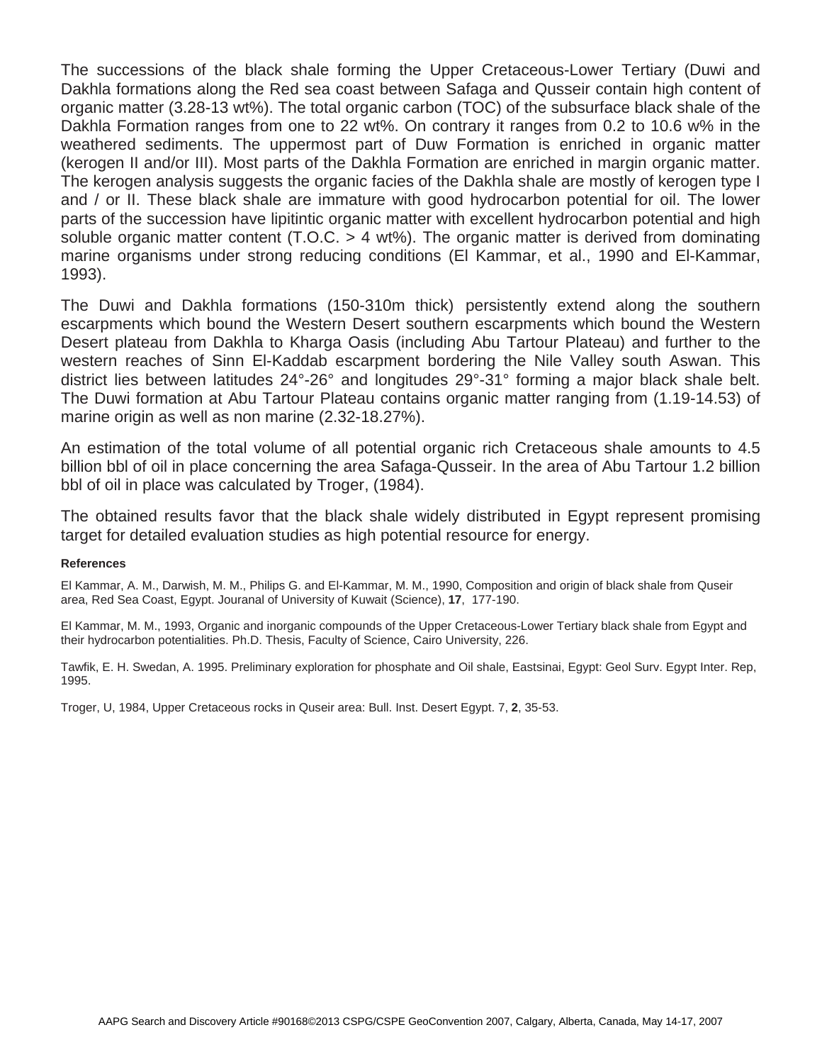The successions of the black shale forming the Upper Cretaceous-Lower Tertiary (Duwi and Dakhla formations along the Red sea coast between Safaga and Qusseir contain high content of organic matter (3.28-13 wt%). The total organic carbon (TOC) of the subsurface black shale of the Dakhla Formation ranges from one to 22 wt%. On contrary it ranges from 0.2 to 10.6 w% in the weathered sediments. The uppermost part of Duw Formation is enriched in organic matter (kerogen II and/or III). Most parts of the Dakhla Formation are enriched in margin organic matter. The kerogen analysis suggests the organic facies of the Dakhla shale are mostly of kerogen type I and / or II. These black shale are immature with good hydrocarbon potential for oil. The lower parts of the succession have lipitintic organic matter with excellent hydrocarbon potential and high soluble organic matter content (T.O.C. > 4 wt%). The organic matter is derived from dominating marine organisms under strong reducing conditions (El Kammar, et al., 1990 and El-Kammar, 1993).

The Duwi and Dakhla formations (150-310m thick) persistently extend along the southern escarpments which bound the Western Desert southern escarpments which bound the Western Desert plateau from Dakhla to Kharga Oasis (including Abu Tartour Plateau) and further to the western reaches of Sinn El-Kaddab escarpment bordering the Nile Valley south Aswan. This district lies between latitudes 24°-26° and longitudes 29°-31° forming a major black shale belt. The Duwi formation at Abu Tartour Plateau contains organic matter ranging from (1.19-14.53) of marine origin as well as non marine (2.32-18.27%).

An estimation of the total volume of all potential organic rich Cretaceous shale amounts to 4.5 billion bbl of oil in place concerning the area Safaga-Qusseir. In the area of Abu Tartour 1.2 billion bbl of oil in place was calculated by Troger, (1984).

The obtained results favor that the black shale widely distributed in Egypt represent promising target for detailed evaluation studies as high potential resource for energy.

#### References

El Kammar, A. M., Darwish, M. M., Philips G. and El-Kammar, M. M., 1990, Composition and origin of black shale from Quseir area, Red Sea Coast, Egypt. Jouranal of University of Kuwait (Science), **17**, 177-190.

El Kammar, M. M., 1993, Organic and inorganic compounds of the Upper Cretaceous-Lower Tertiary black shale from Egypt and their hydrocarbon potentialities. Ph.D. Thesis, Faculty of Science, Cairo University, 226.

Tawfik, E. H. Swedan, A. 1995. Preliminary exploration for phosphate and Oil shale, Eastsinai, Egypt: Geol Surv. Egypt Inter. Rep, 1995.

Troger, U, 1984, Upper Cretaceous rocks in Quseir area: Bull. Inst. Desert Egypt. 7, **2**, 35-53.